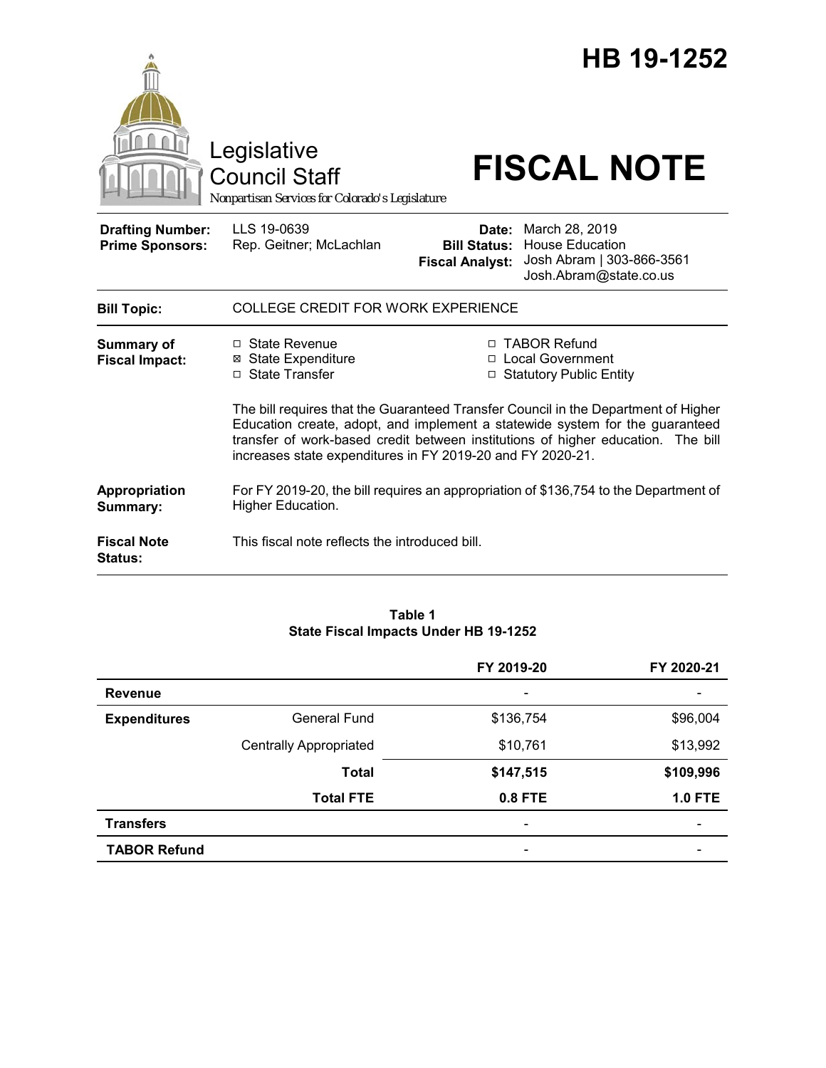# HB 19-1252

Legislative Council Staff

*Nonpartisan Services for Colorado's Legislature*

# FISCAL NOTE

| | | | |
|---|---|---|---|
| **Drafting Number:** | LLS 19-0639 | **Date:** | March 28, 2019 |
| **Prime Sponsors:** | Rep. Geitner; McLachlan | **Bill Status:** | House Education |
| | | **Fiscal Analyst:** | Josh Abram \| 303-866-3561 Josh.Abram@state.co.us |

**Bill Topic:** COLLEGE CREDIT FOR WORK EXPERIENCE

**Summary of Fiscal Impact:**

- □ State Revenue
- ⊠ State Expenditure
- □ State Transfer
- □ TABOR Refund
- □ Local Government
- □ Statutory Public Entity

The bill requires that the Guaranteed Transfer Council in the Department of Higher Education create, adopt, and implement a statewide system for the guaranteed transfer of work-based credit between institutions of higher education. The bill increases state expenditures in FY 2019-20 and FY 2020-21.

**Appropriation Summary:** For FY 2019-20, the bill requires an appropriation of $136,754 to the Department of Higher Education.

**Fiscal Note Status:** This fiscal note reflects the introduced bill.

**Table 1**
**State Fiscal Impacts Under HB 19-1252**

| | | FY 2019-20 | FY 2020-21 |
|---|---|---|---|
| **Revenue** | | - | - |
| **Expenditures** | General Fund | $136,754 | $96,004 |
| | Centrally Appropriated | $10,761 | $13,992 |
| | **Total** | **$147,515** | **$109,996** |
| | **Total FTE** | **0.8 FTE** | **1.0 FTE** |
| **Transfers** | | - | - |
| **TABOR Refund** | | - | - |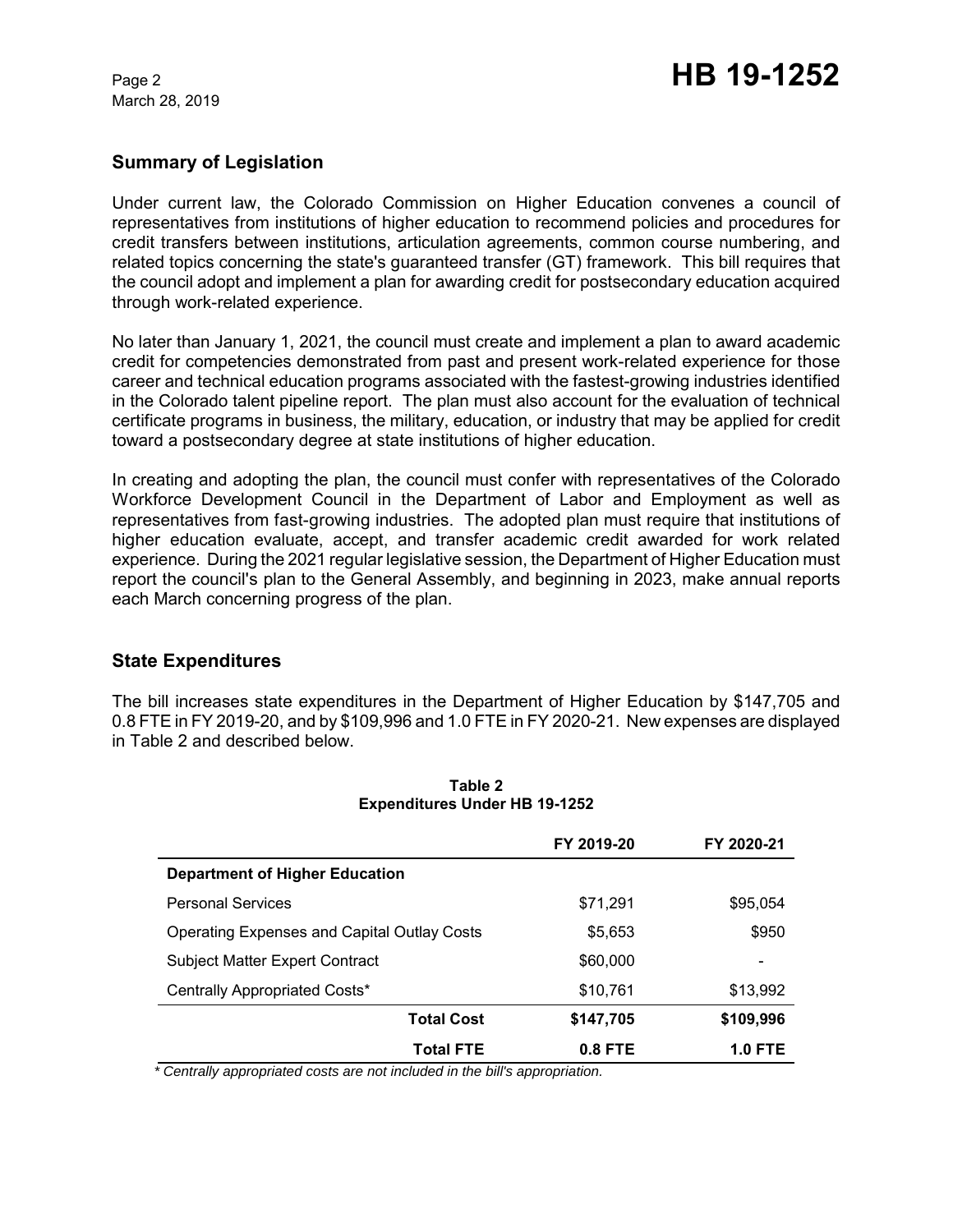## Summary of Legislation

Under current law, the Colorado Commission on Higher Education convenes a council of representatives from institutions of higher education to recommend policies and procedures for credit transfers between institutions, articulation agreements, common course numbering, and related topics concerning the state's guaranteed transfer (GT) framework. This bill requires that the council adopt and implement a plan for awarding credit for postsecondary education acquired through work-related experience.

No later than January 1, 2021, the council must create and implement a plan to award academic credit for competencies demonstrated from past and present work-related experience for those career and technical education programs associated with the fastest-growing industries identified in the Colorado talent pipeline report. The plan must also account for the evaluation of technical certificate programs in business, the military, education, or industry that may be applied for credit toward a postsecondary degree at state institutions of higher education.

In creating and adopting the plan, the council must confer with representatives of the Colorado Workforce Development Council in the Department of Labor and Employment as well as representatives from fast-growing industries. The adopted plan must require that institutions of higher education evaluate, accept, and transfer academic credit awarded for work related experience. During the 2021 regular legislative session, the Department of Higher Education must report the council's plan to the General Assembly, and beginning in 2023, make annual reports each March concerning progress of the plan.

## State Expenditures

The bill increases state expenditures in the Department of Higher Education by $147,705 and 0.8 FTE in FY 2019-20, and by $109,996 and 1.0 FTE in FY 2020-21. New expenses are displayed in Table 2 and described below.

**Table 2**
**Expenditures Under HB 19-1252**

| | FY 2019-20 | FY 2020-21 |
|---|---|---|
| **Department of Higher Education** | | |
| Personal Services | $71,291 | $95,054 |
| Operating Expenses and Capital Outlay Costs | $5,653 | $950 |
| Subject Matter Expert Contract | $60,000 | - |
| Centrally Appropriated Costs* | $10,761 | $13,992 |
| **Total Cost** | **$147,705** | **$109,996** |
| **Total FTE** | **0.8 FTE** | **1.0 FTE** |

*\* Centrally appropriated costs are not included in the bill's appropriation.*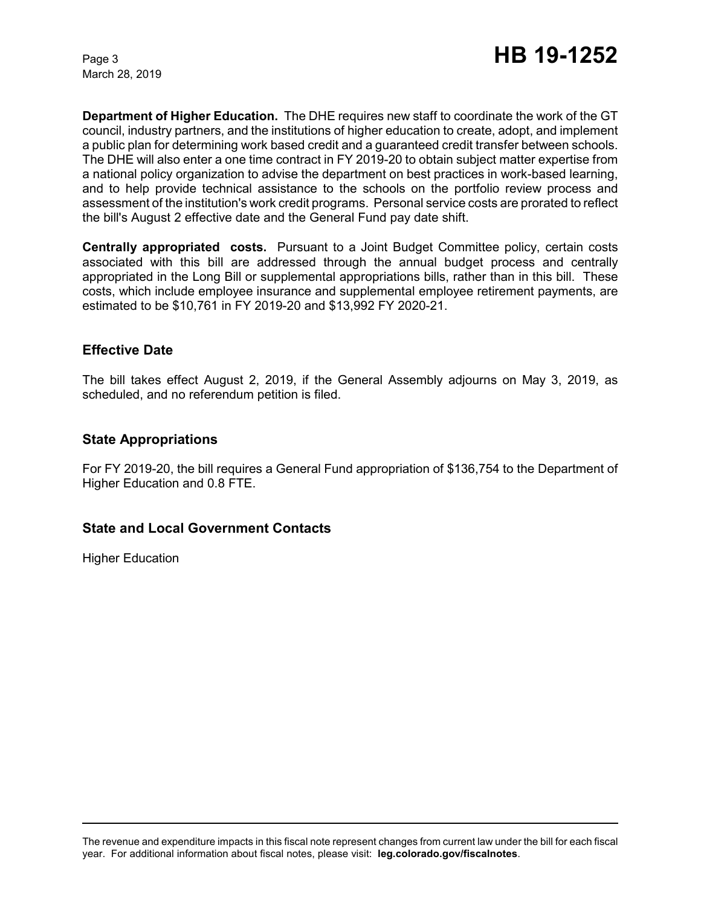**Department of Higher Education.** The DHE requires new staff to coordinate the work of the GT council, industry partners, and the institutions of higher education to create, adopt, and implement a public plan for determining work based credit and a guaranteed credit transfer between schools. The DHE will also enter a one time contract in FY 2019-20 to obtain subject matter expertise from a national policy organization to advise the department on best practices in work-based learning, and to help provide technical assistance to the schools on the portfolio review process and assessment of the institution's work credit programs. Personal service costs are prorated to reflect the bill's August 2 effective date and the General Fund pay date shift.

**Centrally appropriated costs.** Pursuant to a Joint Budget Committee policy, certain costs associated with this bill are addressed through the annual budget process and centrally appropriated in the Long Bill or supplemental appropriations bills, rather than in this bill. These costs, which include employee insurance and supplemental employee retirement payments, are estimated to be $10,761 in FY 2019-20 and $13,992 FY 2020-21.

## Effective Date

The bill takes effect August 2, 2019, if the General Assembly adjourns on May 3, 2019, as scheduled, and no referendum petition is filed.

## State Appropriations

For FY 2019-20, the bill requires a General Fund appropriation of $136,754 to the Department of Higher Education and 0.8 FTE.

## State and Local Government Contacts

Higher Education

The revenue and expenditure impacts in this fiscal note represent changes from current law under the bill for each fiscal year. For additional information about fiscal notes, please visit: **leg.colorado.gov/fiscalnotes**.